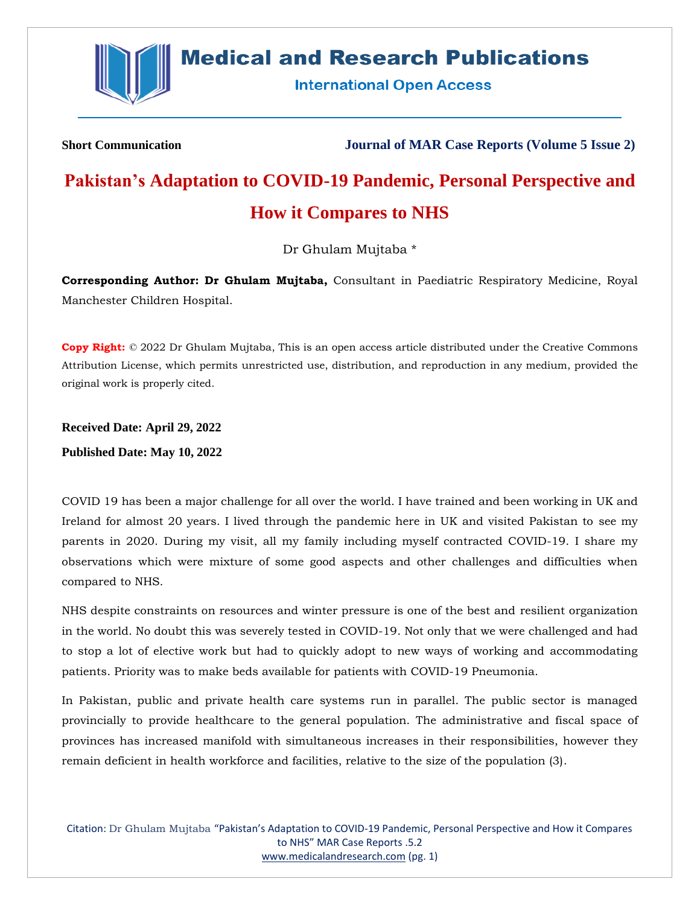**Short Communication**

# Pakistan's Adaptation to COVID-19 Pandemic, Personal Perspective and How it Compares to NHS

Dr Ghulam Mujtaba *

**Corresponding Author: Dr Ghulam Mujtaba,** Consultant in Paediatric Respiratory Medicine, Royal Manchester Children Hospital.

**Copy Right:** © 2022 Dr Ghulam Mujtaba, This is an open access article distributed under the Creative Commons Attribution License, which permits unrestricted use, distribution, and reproduction in any medium, provided the original work is properly cited.

**Received Date: April 29, 2022**

**Published Date: May 10, 2022**

COVID 19 has been a major challenge for all over the world. I have trained and been working in UK and Ireland for almost 20 years. I lived through the pandemic here in UK and visited Pakistan to see my parents in 2020. During my visit, all my family including myself contracted COVID-19. I share my observations which were mixture of some good aspects and other challenges and difficulties when compared to NHS.

NHS despite constraints on resources and winter pressure is one of the best and resilient organization in the world. No doubt this was severely tested in COVID-19. Not only that we were challenged and had to stop a lot of elective work but had to quickly adopt to new ways of working and accommodating patients. Priority was to make beds available for patients with COVID-19 Pneumonia.

In Pakistan, public and private health care systems run in parallel. The public sector is managed provincially to provide healthcare to the general population. The administrative and fiscal space of provinces has increased manifold with simultaneous increases in their responsibilities, however they remain deficient in health workforce and facilities, relative to the size of the population (3).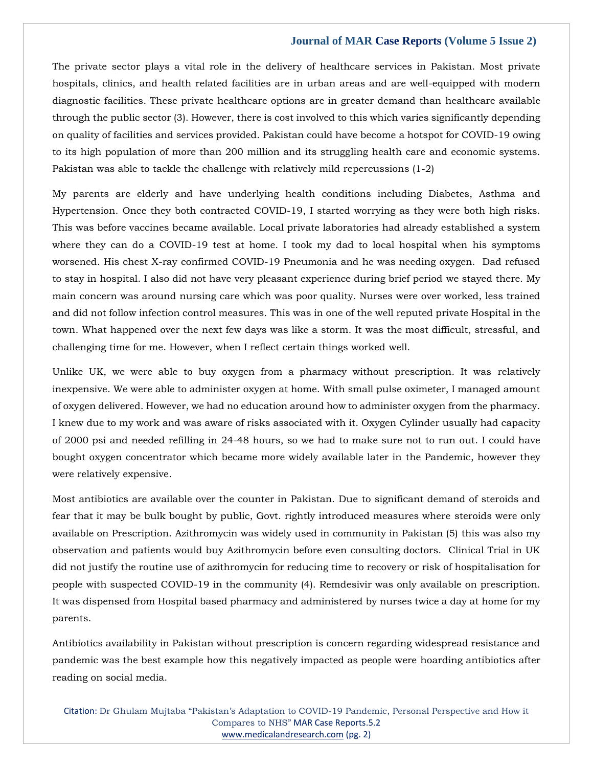The private sector plays a vital role in the delivery of healthcare services in Pakistan. Most private hospitals, clinics, and health related facilities are in urban areas and are well-equipped with modern diagnostic facilities. These private healthcare options are in greater demand than healthcare available through the public sector (3). However, there is cost involved to this which varies significantly depending on quality of facilities and services provided. Pakistan could have become a hotspot for COVID-19 owing to its high population of more than 200 million and its struggling health care and economic systems. Pakistan was able to tackle the challenge with relatively mild repercussions (1-2)

My parents are elderly and have underlying health conditions including Diabetes, Asthma and Hypertension. Once they both contracted COVID-19, I started worrying as they were both high risks. This was before vaccines became available. Local private laboratories had already established a system where they can do a COVID-19 test at home. I took my dad to local hospital when his symptoms worsened. His chest X-ray confirmed COVID-19 Pneumonia and he was needing oxygen. Dad refused to stay in hospital. I also did not have very pleasant experience during brief period we stayed there. My main concern was around nursing care which was poor quality. Nurses were over worked, less trained and did not follow infection control measures. This was in one of the well reputed private Hospital in the town. What happened over the next few days was like a storm. It was the most difficult, stressful, and challenging time for me. However, when I reflect certain things worked well.

Unlike UK, we were able to buy oxygen from a pharmacy without prescription. It was relatively inexpensive. We were able to administer oxygen at home. With small pulse oximeter, I managed amount of oxygen delivered. However, we had no education around how to administer oxygen from the pharmacy. I knew due to my work and was aware of risks associated with it. Oxygen Cylinder usually had capacity of 2000 psi and needed refilling in 24-48 hours, so we had to make sure not to run out. I could have bought oxygen concentrator which became more widely available later in the Pandemic, however they were relatively expensive.

Most antibiotics are available over the counter in Pakistan. Due to significant demand of steroids and fear that it may be bulk bought by public, Govt. rightly introduced measures where steroids were only available on Prescription. Azithromycin was widely used in community in Pakistan (5) this was also my observation and patients would buy Azithromycin before even consulting doctors. Clinical Trial in UK did not justify the routine use of azithromycin for reducing time to recovery or risk of hospitalisation for people with suspected COVID-19 in the community (4). Remdesivir was only available on prescription. It was dispensed from Hospital based pharmacy and administered by nurses twice a day at home for my parents.

Antibiotics availability in Pakistan without prescription is concern regarding widespread resistance and pandemic was the best example how this negatively impacted as people were hoarding antibiotics after reading on social media.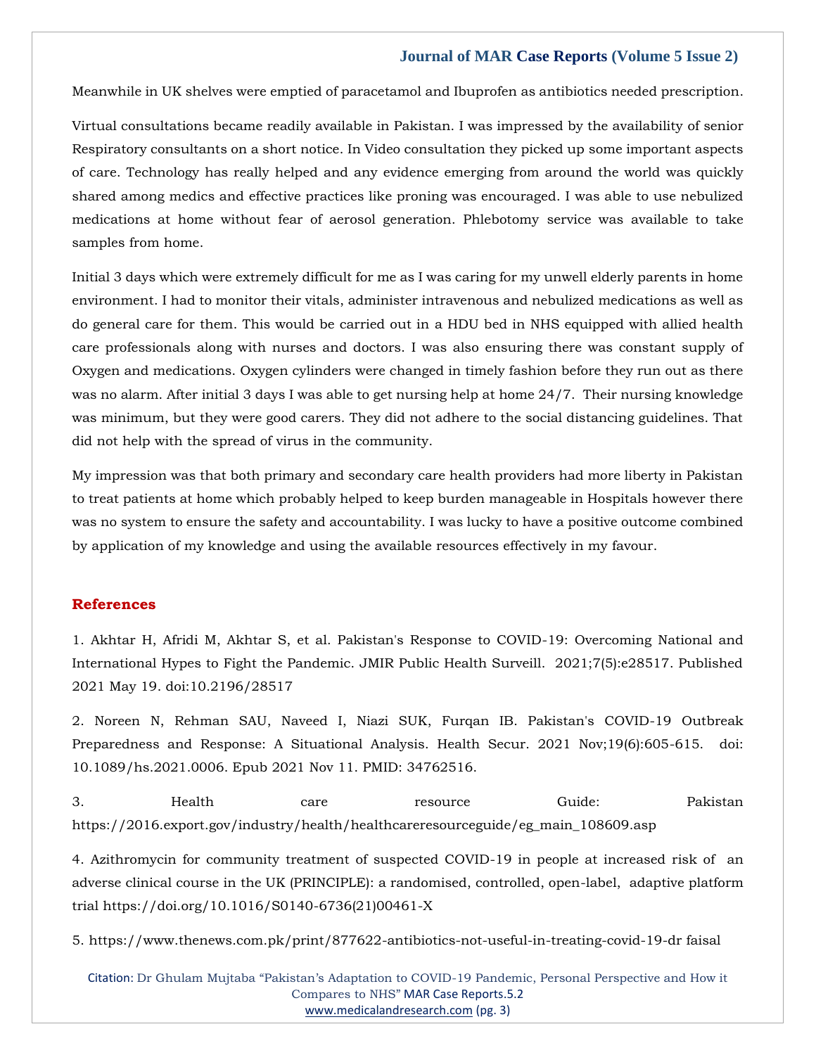Meanwhile in UK shelves were emptied of paracetamol and Ibuprofen as antibiotics needed prescription.

Virtual consultations became readily available in Pakistan. I was impressed by the availability of senior Respiratory consultants on a short notice. In Video consultation they picked up some important aspects of care. Technology has really helped and any evidence emerging from around the world was quickly shared among medics and effective practices like proning was encouraged. I was able to use nebulized medications at home without fear of aerosol generation. Phlebotomy service was available to take samples from home.

Initial 3 days which were extremely difficult for me as I was caring for my unwell elderly parents in home environment. I had to monitor their vitals, administer intravenous and nebulized medications as well as do general care for them. This would be carried out in a HDU bed in NHS equipped with allied health care professionals along with nurses and doctors. I was also ensuring there was constant supply of Oxygen and medications. Oxygen cylinders were changed in timely fashion before they run out as there was no alarm. After initial 3 days I was able to get nursing help at home 24/7. Their nursing knowledge was minimum, but they were good carers. They did not adhere to the social distancing guidelines. That did not help with the spread of virus in the community.

My impression was that both primary and secondary care health providers had more liberty in Pakistan to treat patients at home which probably helped to keep burden manageable in Hospitals however there was no system to ensure the safety and accountability. I was lucky to have a positive outcome combined by application of my knowledge and using the available resources effectively in my favour.

## References

1. Akhtar H, Afridi M, Akhtar S, et al. Pakistan's Response to COVID-19: Overcoming National and International Hypes to Fight the Pandemic. JMIR Public Health Surveill. 2021;7(5):e28517. Published 2021 May 19. doi:10.2196/28517

2. Noreen N, Rehman SAU, Naveed I, Niazi SUK, Furqan IB. Pakistan's COVID-19 Outbreak Preparedness and Response: A Situational Analysis. Health Secur. 2021 Nov;19(6):605-615. doi: 10.1089/hs.2021.0006. Epub 2021 Nov 11. PMID: 34762516.

3. Health care resource Guide: Pakistan https://2016.export.gov/industry/health/healthcareresourceguide/eg_main_108609.asp

4. Azithromycin for community treatment of suspected COVID-19 in people at increased risk of an adverse clinical course in the UK (PRINCIPLE): a randomised, controlled, open-label, adaptive platform trial https://doi.org/10.1016/S0140-6736(21)00461-X

5. https://www.thenews.com.pk/print/877622-antibiotics-not-useful-in-treating-covid-19-dr faisal